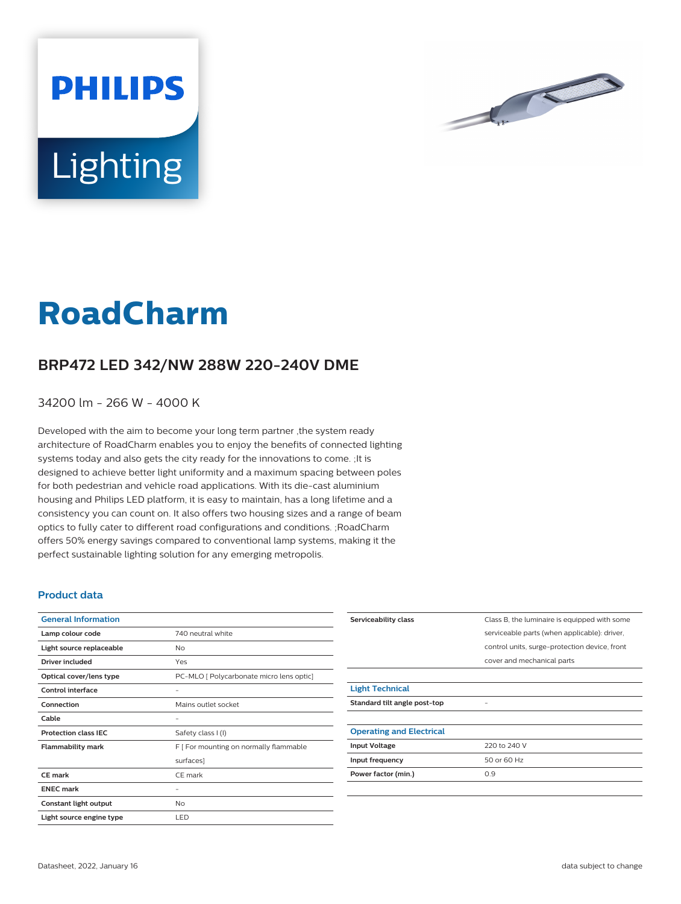PHILIPS

Lighting

# RoadCharm

## BRP472 LED 342/NW 288W 220-240V DME

34200 lm - 266 W - 4000 K

Developed with the aim to become your long term partner ,the system ready architecture of RoadCharm enables you to enjoy the benefits of connected lighting systems today and also gets the city ready for the innovations to come. ;It is designed to achieve better light uniformity and a maximum spacing between poles for both pedestrian and vehicle road applications. With its die-cast aluminium housing and Philips LED platform, it is easy to maintain, has a long lifetime and a consistency you can count on. It also offers two housing sizes and a range of beam optics to fully cater to different road configurations and conditions. ;RoadCharm offers 50% energy savings compared to conventional lamp systems, making it the perfect sustainable lighting solution for any emerging metropolis.

### Product data

| General Information | |
|---|---|
| Lamp colour code | 740 neutral white |
| Light source replaceable | No |
| Driver included | Yes |
| Optical cover/lens type | PC-MLO [ Polycarbonate micro lens optic] |
| Control interface | - |
| Connection | Mains outlet socket |
| Cable | - |
| Protection class IEC | Safety class I (I) |
| Flammability mark | F [ For mounting on normally flammable surfaces] |
| CE mark | CE mark |
| ENEC mark | - |
| Constant light output | No |
| Light source engine type | LED |
| Serviceability class | Class B, the luminaire is equipped with some serviceable parts (when applicable): driver, control units, surge-protection device, front cover and mechanical parts |

| Light Technical | |
|---|---|
| Standard tilt angle post-top | - |

| Operating and Electrical | |
|---|---|
| Input Voltage | 220 to 240 V |
| Input frequency | 50 or 60 Hz |
| Power factor (min.) | 0.9 |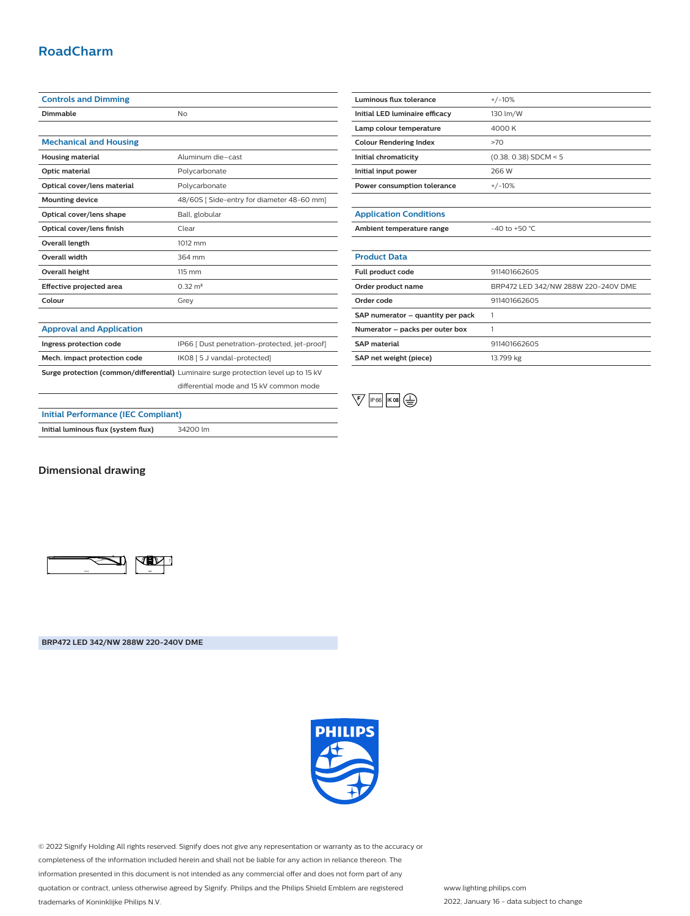# RoadCharm

| Controls and Dimming | |
|---|---|
| Dimmable | No |

| Mechanical and Housing | |
|---|---|
| Housing material | Aluminum die-cast |
| Optic material | Polycarbonate |
| Optical cover/lens material | Polycarbonate |
| Mounting device | 48/60S [ Side-entry for diameter 48-60 mm] |
| Optical cover/lens shape | Ball, globular |
| Optical cover/lens finish | Clear |
| Overall length | 1012 mm |
| Overall width | 364 mm |
| Overall height | 115 mm |
| Effective projected area | 0.32 m² |
| Colour | Grey |

| Approval and Application | |
|---|---|
| Ingress protection code | IP66 [ Dust penetration-protected, jet-proof] |
| Mech. impact protection code | IK08 [ 5 J vandal-protected] |
| Surge protection (common/differential) | Luminaire surge protection level up to 15 kV differential mode and 15 kV common mode |

| Initial Performance (IEC Compliant) | |
|---|---|
| Initial luminous flux (system flux) | 34200 lm |
| Luminous flux tolerance | +/-10% |
| Initial LED luminaire efficacy | 130 lm/W |
| Lamp colour temperature | 4000 K |
| Colour Rendering Index | >70 |
| Initial chromaticity | (0.38, 0.38) SDCM < 5 |
| Initial input power | 266 W |
| Power consumption tolerance | +/-10% |

| Application Conditions | |
|---|---|
| Ambient temperature range | -40 to +50 °C |

| Product Data | |
|---|---|
| Full product code | 911401662605 |
| Order product name | BRP472 LED 342/NW 288W 220-240V DME |
| Order code | 911401662605 |
| SAP numerator – quantity per pack | 1 |
| Numerator – packs per outer box | 1 |
| SAP material | 911401662605 |
| SAP net weight (piece) | 13.799 kg |

F IP66 IK08

## Dimensional drawing

BRP472 LED 342/NW 288W 220-240V DME

© 2022 Signify Holding All rights reserved. Signify does not give any representation or warranty as to the accuracy or completeness of the information included herein and shall not be liable for any action in reliance thereon. The information presented in this document is not intended as any commercial offer and does not form part of any quotation or contract, unless otherwise agreed by Signify. Philips and the Philips Shield Emblem are registered trademarks of Koninklijke Philips N.V.

www.lighting.philips.com

2022, January 16 - data subject to change